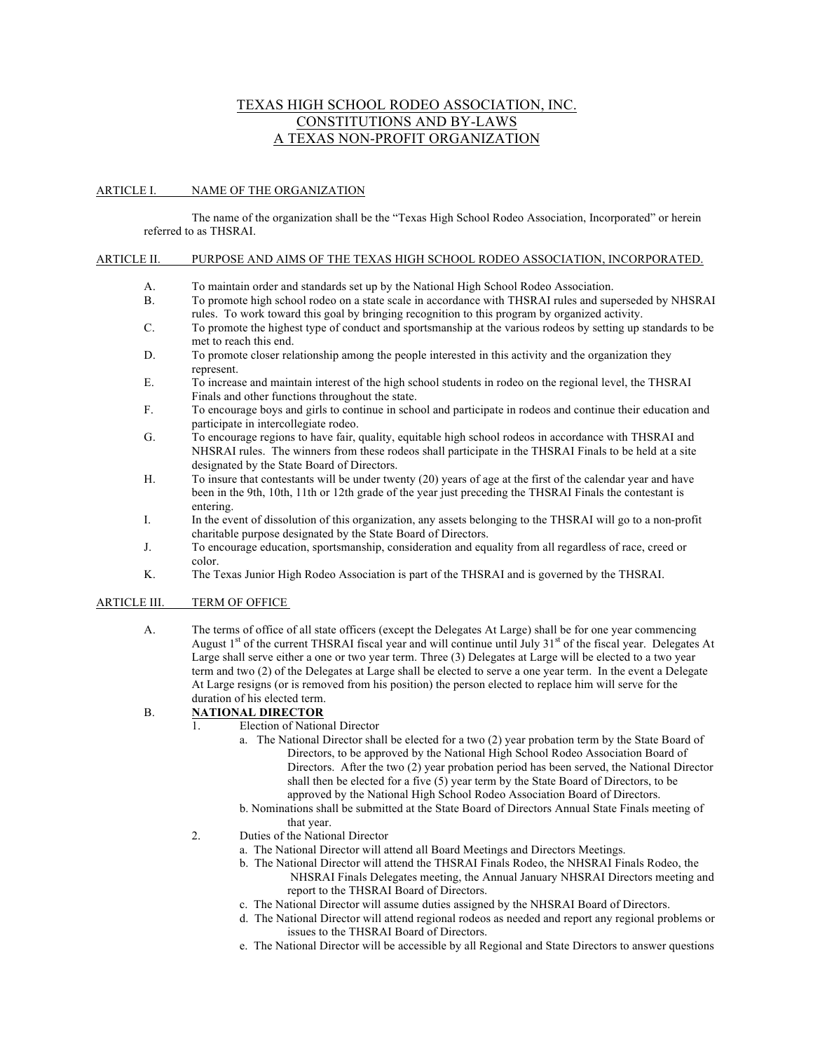# TEXAS HIGH SCHOOL RODEO ASSOCIATION, INC.
# CONSTITUTIONS AND BY-LAWS
# A TEXAS NON-PROFIT ORGANIZATION

## ARTICLE I. NAME OF THE ORGANIZATION

The name of the organization shall be the "Texas High School Rodeo Association, Incorporated" or herein referred to as THSRAI.

## ARTICLE II. PURPOSE AND AIMS OF THE TEXAS HIGH SCHOOL RODEO ASSOCIATION, INCORPORATED.

A. To maintain order and standards set up by the National High School Rodeo Association.

B. To promote high school rodeo on a state scale in accordance with THSRAI rules and superseded by NHSRAI rules. To work toward this goal by bringing recognition to this program by organized activity.

C. To promote the highest type of conduct and sportsmanship at the various rodeos by setting up standards to be met to reach this end.

D. To promote closer relationship among the people interested in this activity and the organization they represent.

E. To increase and maintain interest of the high school students in rodeo on the regional level, the THSRAI Finals and other functions throughout the state.

F. To encourage boys and girls to continue in school and participate in rodeos and continue their education and participate in intercollegiate rodeo.

G. To encourage regions to have fair, quality, equitable high school rodeos in accordance with THSRAI and NHSRAI rules. The winners from these rodeos shall participate in the THSRAI Finals to be held at a site designated by the State Board of Directors.

H. To insure that contestants will be under twenty (20) years of age at the first of the calendar year and have been in the 9th, 10th, 11th or 12th grade of the year just preceding the THSRAI Finals the contestant is entering.

I. In the event of dissolution of this organization, any assets belonging to the THSRAI will go to a non-profit charitable purpose designated by the State Board of Directors.

J. To encourage education, sportsmanship, consideration and equality from all regardless of race, creed or color.

K. The Texas Junior High Rodeo Association is part of the THSRAI and is governed by the THSRAI.

## ARTICLE III. TERM OF OFFICE

A. The terms of office of all state officers (except the Delegates At Large) shall be for one year commencing August 1st of the current THSRAI fiscal year and will continue until July 31st of the fiscal year. Delegates At Large shall serve either a one or two year term. Three (3) Delegates at Large will be elected to a two year term and two (2) of the Delegates at Large shall be elected to serve a one year term. In the event a Delegate At Large resigns (or is removed from his position) the person elected to replace him will serve for the duration of his elected term.

B. **NATIONAL DIRECTOR**

1. Election of National Director
   - a. The National Director shall be elected for a two (2) year probation term by the State Board of Directors, to be approved by the National High School Rodeo Association Board of Directors. After the two (2) year probation period has been served, the National Director shall then be elected for a five (5) year term by the State Board of Directors, to be approved by the National High School Rodeo Association Board of Directors.
   - b. Nominations shall be submitted at the State Board of Directors Annual State Finals meeting of that year.

2. Duties of the National Director
   - a. The National Director will attend all Board Meetings and Directors Meetings.
   - b. The National Director will attend the THSRAI Finals Rodeo, the NHSRAI Finals Rodeo, the NHSRAI Finals Delegates meeting, the Annual January NHSRAI Directors meeting and report to the THSRAI Board of Directors.
   - c. The National Director will assume duties assigned by the NHSRAI Board of Directors.
   - d. The National Director will attend regional rodeos as needed and report any regional problems or issues to the THSRAI Board of Directors.
   - e. The National Director will be accessible by all Regional and State Directors to answer questions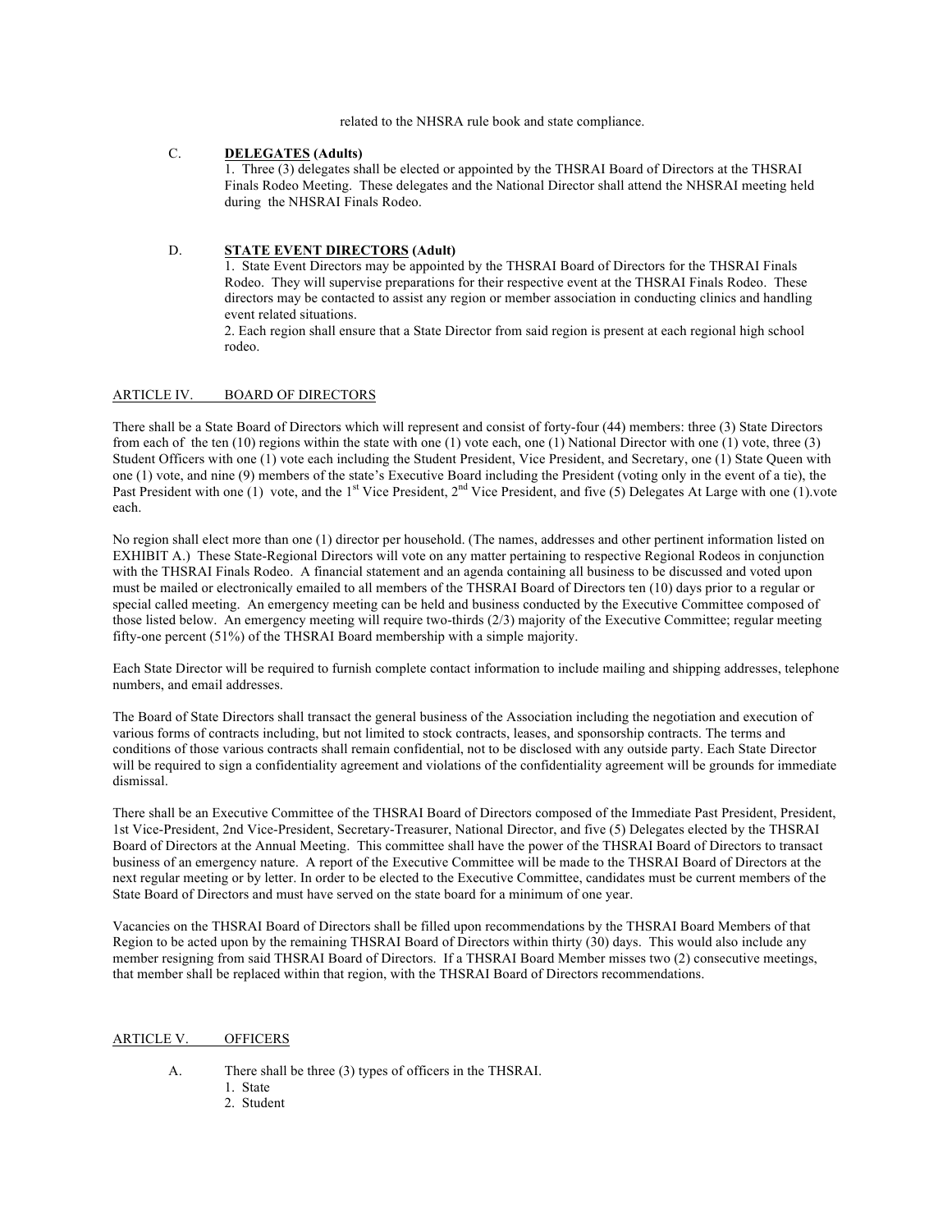related to the NHSRA rule book and state compliance.

C. **DELEGATES (Adults)**

1. Three (3) delegates shall be elected or appointed by the THSRAI Board of Directors at the THSRAI Finals Rodeo Meeting. These delegates and the National Director shall attend the NHSRAI meeting held during the NHSRAI Finals Rodeo.

D. **STATE EVENT DIRECTORS (Adult)**

1. State Event Directors may be appointed by the THSRAI Board of Directors for the THSRAI Finals Rodeo. They will supervise preparations for their respective event at the THSRAI Finals Rodeo. These directors may be contacted to assist any region or member association in conducting clinics and handling event related situations.

2. Each region shall ensure that a State Director from said region is present at each regional high school rodeo.

## ARTICLE IV. BOARD OF DIRECTORS

There shall be a State Board of Directors which will represent and consist of forty-four (44) members: three (3) State Directors from each of the ten (10) regions within the state with one (1) vote each, one (1) National Director with one (1) vote, three (3) Student Officers with one (1) vote each including the Student President, Vice President, and Secretary, one (1) State Queen with one (1) vote, and nine (9) members of the state's Executive Board including the President (voting only in the event of a tie), the Past President with one (1) vote, and the 1st Vice President, 2nd Vice President, and five (5) Delegates At Large with one (1).vote each.

No region shall elect more than one (1) director per household. (The names, addresses and other pertinent information listed on EXHIBIT A.) These State-Regional Directors will vote on any matter pertaining to respective Regional Rodeos in conjunction with the THSRAI Finals Rodeo. A financial statement and an agenda containing all business to be discussed and voted upon must be mailed or electronically emailed to all members of the THSRAI Board of Directors ten (10) days prior to a regular or special called meeting. An emergency meeting can be held and business conducted by the Executive Committee composed of those listed below. An emergency meeting will require two-thirds (2/3) majority of the Executive Committee; regular meeting fifty-one percent (51%) of the THSRAI Board membership with a simple majority.

Each State Director will be required to furnish complete contact information to include mailing and shipping addresses, telephone numbers, and email addresses.

The Board of State Directors shall transact the general business of the Association including the negotiation and execution of various forms of contracts including, but not limited to stock contracts, leases, and sponsorship contracts. The terms and conditions of those various contracts shall remain confidential, not to be disclosed with any outside party. Each State Director will be required to sign a confidentiality agreement and violations of the confidentiality agreement will be grounds for immediate dismissal.

There shall be an Executive Committee of the THSRAI Board of Directors composed of the Immediate Past President, President, 1st Vice-President, 2nd Vice-President, Secretary-Treasurer, National Director, and five (5) Delegates elected by the THSRAI Board of Directors at the Annual Meeting. This committee shall have the power of the THSRAI Board of Directors to transact business of an emergency nature. A report of the Executive Committee will be made to the THSRAI Board of Directors at the next regular meeting or by letter. In order to be elected to the Executive Committee, candidates must be current members of the State Board of Directors and must have served on the state board for a minimum of one year.

Vacancies on the THSRAI Board of Directors shall be filled upon recommendations by the THSRAI Board Members of that Region to be acted upon by the remaining THSRAI Board of Directors within thirty (30) days. This would also include any member resigning from said THSRAI Board of Directors. If a THSRAI Board Member misses two (2) consecutive meetings, that member shall be replaced within that region, with the THSRAI Board of Directors recommendations.

## ARTICLE V. OFFICERS

A. There shall be three (3) types of officers in the THSRAI.

1. State
2. Student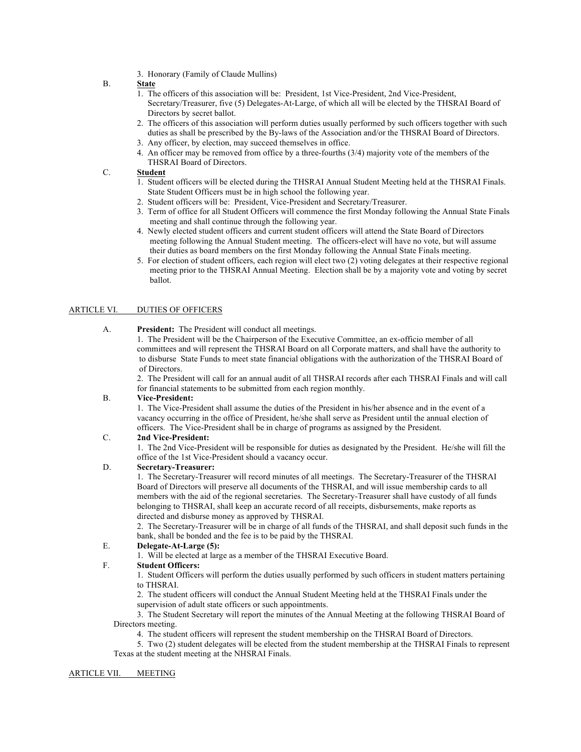3. Honorary (Family of Claude Mullins)

B. **State**

1. The officers of this association will be: President, 1st Vice-President, 2nd Vice-President, Secretary/Treasurer, five (5) Delegates-At-Large, of which all will be elected by the THSRAI Board of Directors by secret ballot.
2. The officers of this association will perform duties usually performed by such officers together with such duties as shall be prescribed by the By-laws of the Association and/or the THSRAI Board of Directors.
3. Any officer, by election, may succeed themselves in office.
4. An officer may be removed from office by a three-fourths (3/4) majority vote of the members of the THSRAI Board of Directors.

C. **Student**

1. Student officers will be elected during the THSRAI Annual Student Meeting held at the THSRAI Finals. State Student Officers must be in high school the following year.
2. Student officers will be: President, Vice-President and Secretary/Treasurer.
3. Term of office for all Student Officers will commence the first Monday following the Annual State Finals meeting and shall continue through the following year.
4. Newly elected student officers and current student officers will attend the State Board of Directors meeting following the Annual Student meeting. The officers-elect will have no vote, but will assume their duties as board members on the first Monday following the Annual State Finals meeting.
5. For election of student officers, each region will elect two (2) voting delegates at their respective regional meeting prior to the THSRAI Annual Meeting. Election shall be by a majority vote and voting by secret ballot.

## ARTICLE VI. DUTIES OF OFFICERS

A. **President:** The President will conduct all meetings.

1. The President will be the Chairperson of the Executive Committee, an ex-officio member of all committees and will represent the THSRAI Board on all Corporate matters, and shall have the authority to to disburse State Funds to meet state financial obligations with the authorization of the THSRAI Board of of Directors.

2. The President will call for an annual audit of all THSRAI records after each THSRAI Finals and will call for financial statements to be submitted from each region monthly.

B. **Vice-President:**

1. The Vice-President shall assume the duties of the President in his/her absence and in the event of a vacancy occurring in the office of President, he/she shall serve as President until the annual election of officers. The Vice-President shall be in charge of programs as assigned by the President.

C. **2nd Vice-President:**

1. The 2nd Vice-President will be responsible for duties as designated by the President. He/she will fill the office of the 1st Vice-President should a vacancy occur.

D. **Secretary-Treasurer:**

1. The Secretary-Treasurer will record minutes of all meetings. The Secretary-Treasurer of the THSRAI Board of Directors will preserve all documents of the THSRAI, and will issue membership cards to all members with the aid of the regional secretaries. The Secretary-Treasurer shall have custody of all funds belonging to THSRAI, shall keep an accurate record of all receipts, disbursements, make reports as directed and disburse money as approved by THSRAI.

2. The Secretary-Treasurer will be in charge of all funds of the THSRAI, and shall deposit such funds in the bank, shall be bonded and the fee is to be paid by the THSRAI.

E. **Delegate-At-Large (5):**

1. Will be elected at large as a member of the THSRAI Executive Board.

F. **Student Officers:**

1. Student Officers will perform the duties usually performed by such officers in student matters pertaining to THSRAI.

2. The student officers will conduct the Annual Student Meeting held at the THSRAI Finals under the supervision of adult state officers or such appointments.

3. The Student Secretary will report the minutes of the Annual Meeting at the following THSRAI Board of Directors meeting.

4. The student officers will represent the student membership on the THSRAI Board of Directors.

5. Two (2) student delegates will be elected from the student membership at the THSRAI Finals to represent Texas at the student meeting at the NHSRAI Finals.

## ARTICLE VII. MEETING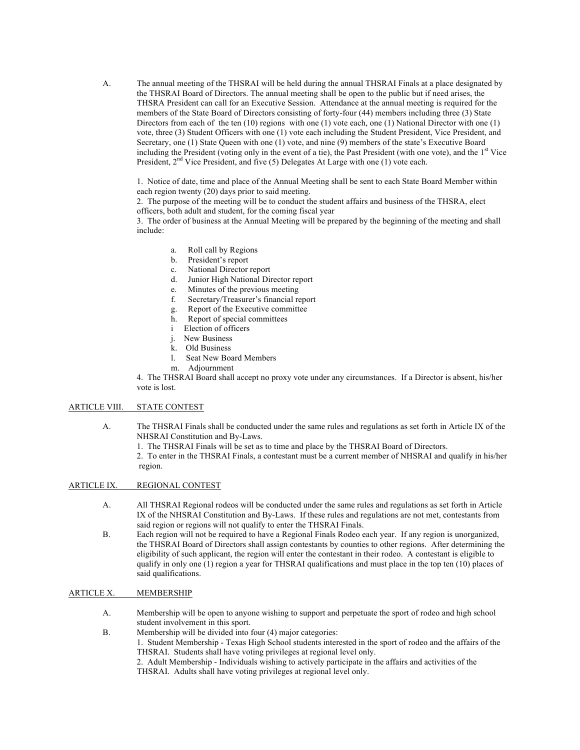A. The annual meeting of the THSRAI will be held during the annual THSRAI Finals at a place designated by the THSRAI Board of Directors. The annual meeting shall be open to the public but if need arises, the THSRA President can call for an Executive Session. Attendance at the annual meeting is required for the members of the State Board of Directors consisting of forty-four (44) members including three (3) State Directors from each of the ten (10) regions with one (1) vote each, one (1) National Director with one (1) vote, three (3) Student Officers with one (1) vote each including the Student President, Vice President, and Secretary, one (1) State Queen with one (1) vote, and nine (9) members of the state's Executive Board including the President (voting only in the event of a tie), the Past President (with one vote), and the 1st Vice President, 2nd Vice President, and five (5) Delegates At Large with one (1) vote each.

1. Notice of date, time and place of the Annual Meeting shall be sent to each State Board Member within each region twenty (20) days prior to said meeting.
2. The purpose of the meeting will be to conduct the student affairs and business of the THSRA, elect officers, both adult and student, for the coming fiscal year
3. The order of business at the Annual Meeting will be prepared by the beginning of the meeting and shall include:

a. Roll call by Regions
b. President's report
c. National Director report
d. Junior High National Director report
e. Minutes of the previous meeting
f. Secretary/Treasurer's financial report
g. Report of the Executive committee
h. Report of special committees
i Election of officers
j. New Business
k. Old Business
l. Seat New Board Members
m. Adjournment

4. The THSRAI Board shall accept no proxy vote under any circumstances. If a Director is absent, his/her vote is lost.

## ARTICLE VIII. STATE CONTEST

A. The THSRAI Finals shall be conducted under the same rules and regulations as set forth in Article IX of the NHSRAI Constitution and By-Laws.
1. The THSRAI Finals will be set as to time and place by the THSRAI Board of Directors.
2. To enter in the THSRAI Finals, a contestant must be a current member of NHSRAI and qualify in his/her region.

## ARTICLE IX. REGIONAL CONTEST

A. All THSRAI Regional rodeos will be conducted under the same rules and regulations as set forth in Article IX of the NHSRAI Constitution and By-Laws. If these rules and regulations are not met, contestants from said region or regions will not qualify to enter the THSRAI Finals.

B. Each region will not be required to have a Regional Finals Rodeo each year. If any region is unorganized, the THSRAI Board of Directors shall assign contestants by counties to other regions. After determining the eligibility of such applicant, the region will enter the contestant in their rodeo. A contestant is eligible to qualify in only one (1) region a year for THSRAI qualifications and must place in the top ten (10) places of said qualifications.

## ARTICLE X. MEMBERSHIP

A. Membership will be open to anyone wishing to support and perpetuate the sport of rodeo and high school student involvement in this sport.

B. Membership will be divided into four (4) major categories:
1. Student Membership - Texas High School students interested in the sport of rodeo and the affairs of the THSRAI. Students shall have voting privileges at regional level only.
2. Adult Membership - Individuals wishing to actively participate in the affairs and activities of the THSRAI. Adults shall have voting privileges at regional level only.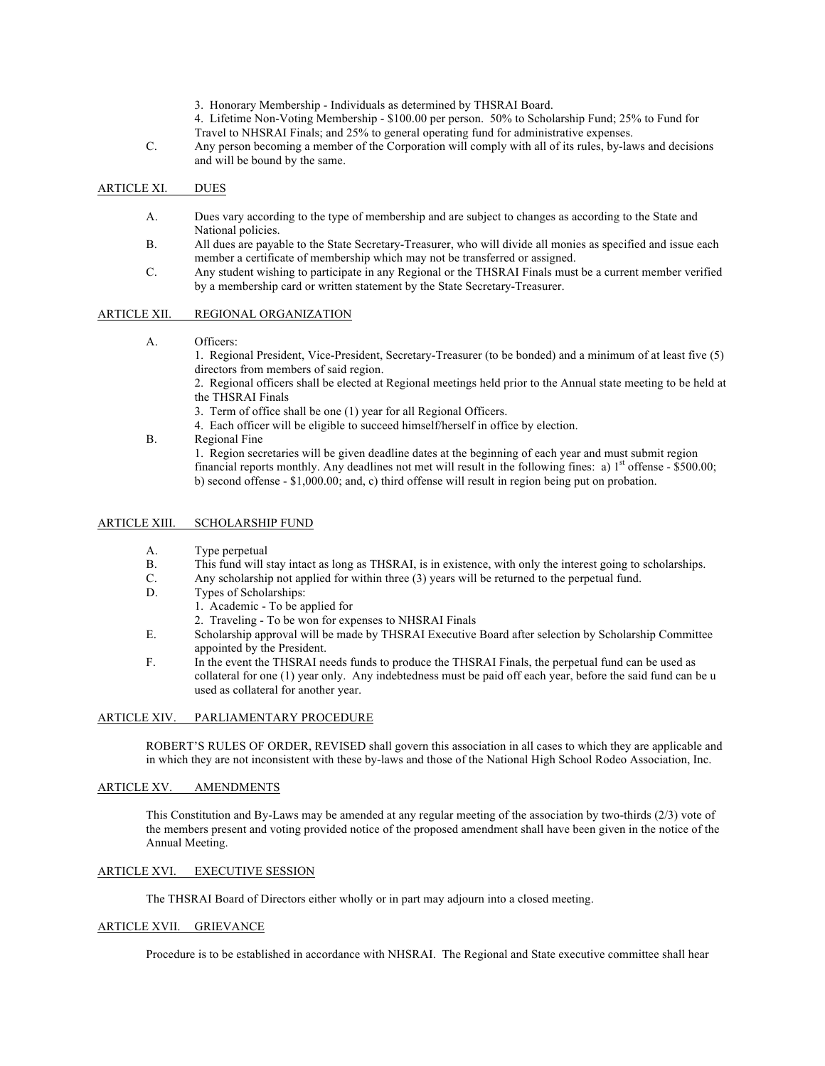3. Honorary Membership - Individuals as determined by THSRAI Board.

4. Lifetime Non-Voting Membership - \$100.00 per person. 50% to Scholarship Fund; 25% to Fund for Travel to NHSRAI Finals; and 25% to general operating fund for administrative expenses.

C. Any person becoming a member of the Corporation will comply with all of its rules, by-laws and decisions and will be bound by the same.

## ARTICLE XI. DUES

A. Dues vary according to the type of membership and are subject to changes as according to the State and National policies.

B. All dues are payable to the State Secretary-Treasurer, who will divide all monies as specified and issue each member a certificate of membership which may not be transferred or assigned.

C. Any student wishing to participate in any Regional or the THSRAI Finals must be a current member verified by a membership card or written statement by the State Secretary-Treasurer.

## ARTICLE XII. REGIONAL ORGANIZATION

A. Officers:

1. Regional President, Vice-President, Secretary-Treasurer (to be bonded) and a minimum of at least five (5) directors from members of said region.
2. Regional officers shall be elected at Regional meetings held prior to the Annual state meeting to be held at the THSRAI Finals
3. Term of office shall be one (1) year for all Regional Officers.
4. Each officer will be eligible to succeed himself/herself in office by election.

B. Regional Fine

1. Region secretaries will be given deadline dates at the beginning of each year and must submit region financial reports monthly. Any deadlines not met will result in the following fines: a) 1st offense - \$500.00; b) second offense - \$1,000.00; and, c) third offense will result in region being put on probation.

## ARTICLE XIII. SCHOLARSHIP FUND

A. Type perpetual

B. This fund will stay intact as long as THSRAI, is in existence, with only the interest going to scholarships.

C. Any scholarship not applied for within three (3) years will be returned to the perpetual fund.

D. Types of Scholarships:

1. Academic - To be applied for
2. Traveling - To be won for expenses to NHSRAI Finals

E. Scholarship approval will be made by THSRAI Executive Board after selection by Scholarship Committee appointed by the President.

F. In the event the THSRAI needs funds to produce the THSRAI Finals, the perpetual fund can be used as collateral for one (1) year only. Any indebtedness must be paid off each year, before the said fund can be u used as collateral for another year.

## ARTICLE XIV. PARLIAMENTARY PROCEDURE

ROBERT'S RULES OF ORDER, REVISED shall govern this association in all cases to which they are applicable and in which they are not inconsistent with these by-laws and those of the National High School Rodeo Association, Inc.

## ARTICLE XV. AMENDMENTS

This Constitution and By-Laws may be amended at any regular meeting of the association by two-thirds (2/3) vote of the members present and voting provided notice of the proposed amendment shall have been given in the notice of the Annual Meeting.

## ARTICLE XVI. EXECUTIVE SESSION

The THSRAI Board of Directors either wholly or in part may adjourn into a closed meeting.

## ARTICLE XVII. GRIEVANCE

Procedure is to be established in accordance with NHSRAI. The Regional and State executive committee shall hear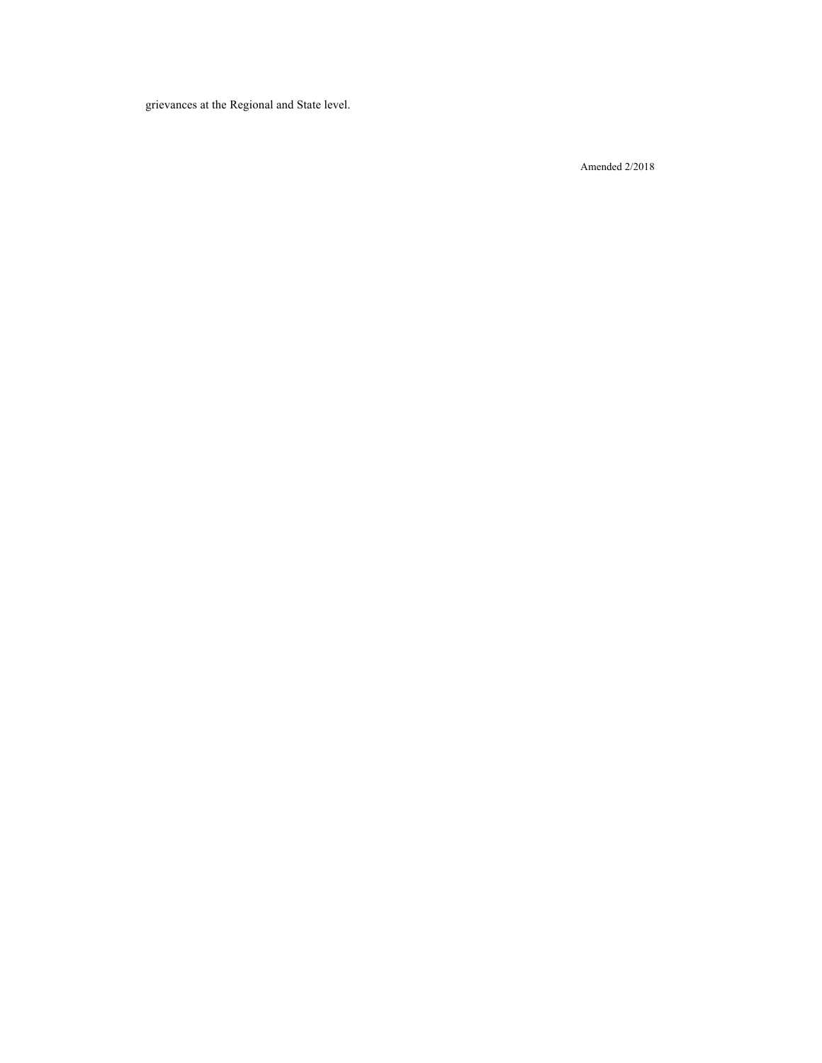grievances at the Regional and State level.

Amended 2/2018